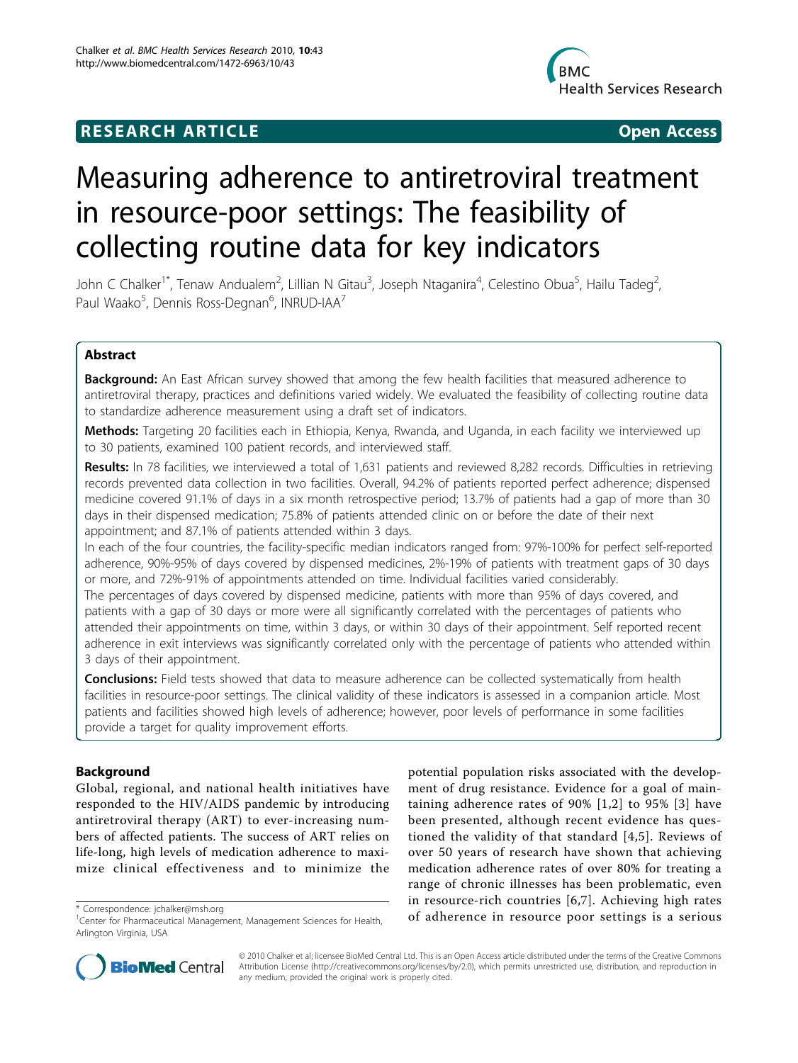RESEARCH ARTICLE **Open Access**

# Measuring adherence to antiretroviral treatment in resource-poor settings: The feasibility of collecting routine data for key indicators

John C Chalker[1*], Tenaw Andualem[2], Lillian N Gitau[3], Joseph Ntaganira[4], Celestino Obua[5], Hailu Tadeg[2], Paul Waako[5], Dennis Ross-Degnan[6], INRUD-IAA[7]

## Abstract

**Background:** An East African survey showed that among the few health facilities that measured adherence to antiretroviral therapy, practices and definitions varied widely. We evaluated the feasibility of collecting routine data to standardize adherence measurement using a draft set of indicators.

**Methods:** Targeting 20 facilities each in Ethiopia, Kenya, Rwanda, and Uganda, in each facility we interviewed up to 30 patients, examined 100 patient records, and interviewed staff.

**Results:** In 78 facilities, we interviewed a total of 1,631 patients and reviewed 8,282 records. Difficulties in retrieving records prevented data collection in two facilities. Overall, 94.2% of patients reported perfect adherence; dispensed medicine covered 91.1% of days in a six month retrospective period; 13.7% of patients had a gap of more than 30 days in their dispensed medication; 75.8% of patients attended clinic on or before the date of their next appointment; and 87.1% of patients attended within 3 days.

In each of the four countries, the facility-specific median indicators ranged from: 97%-100% for perfect self-reported adherence, 90%-95% of days covered by dispensed medicines, 2%-19% of patients with treatment gaps of 30 days or more, and 72%-91% of appointments attended on time. Individual facilities varied considerably.

The percentages of days covered by dispensed medicine, patients with more than 95% of days covered, and patients with a gap of 30 days or more were all significantly correlated with the percentages of patients who attended their appointments on time, within 3 days, or within 30 days of their appointment. Self reported recent adherence in exit interviews was significantly correlated only with the percentage of patients who attended within 3 days of their appointment.

**Conclusions:** Field tests showed that data to measure adherence can be collected systematically from health facilities in resource-poor settings. The clinical validity of these indicators is assessed in a companion article. Most patients and facilities showed high levels of adherence; however, poor levels of performance in some facilities provide a target for quality improvement efforts.

## Background

Global, regional, and national health initiatives have responded to the HIV/AIDS pandemic by introducing antiretroviral therapy (ART) to ever-increasing numbers of affected patients. The success of ART relies on life-long, high levels of medication adherence to maximize clinical effectiveness and to minimize the potential population risks associated with the development of drug resistance. Evidence for a goal of maintaining adherence rates of 90% [1,2] to 95% [3] have been presented, although recent evidence has questioned the validity of that standard [4,5]. Reviews of over 50 years of research have shown that achieving medication adherence rates of over 80% for treating a range of chronic illnesses has been problematic, even in resource-rich countries [6,7]. Achieving high rates of adherence in resource poor settings is a serious

\* Correspondence: jchalker@msh.org
[1]Center for Pharmaceutical Management, Management Sciences for Health, Arlington Virginia, USA

© 2010 Chalker et al; licensee BioMed Central Ltd. This is an Open Access article distributed under the terms of the Creative Commons Attribution License (http://creativecommons.org/licenses/by/2.0), which permits unrestricted use, distribution, and reproduction in any medium, provided the original work is properly cited.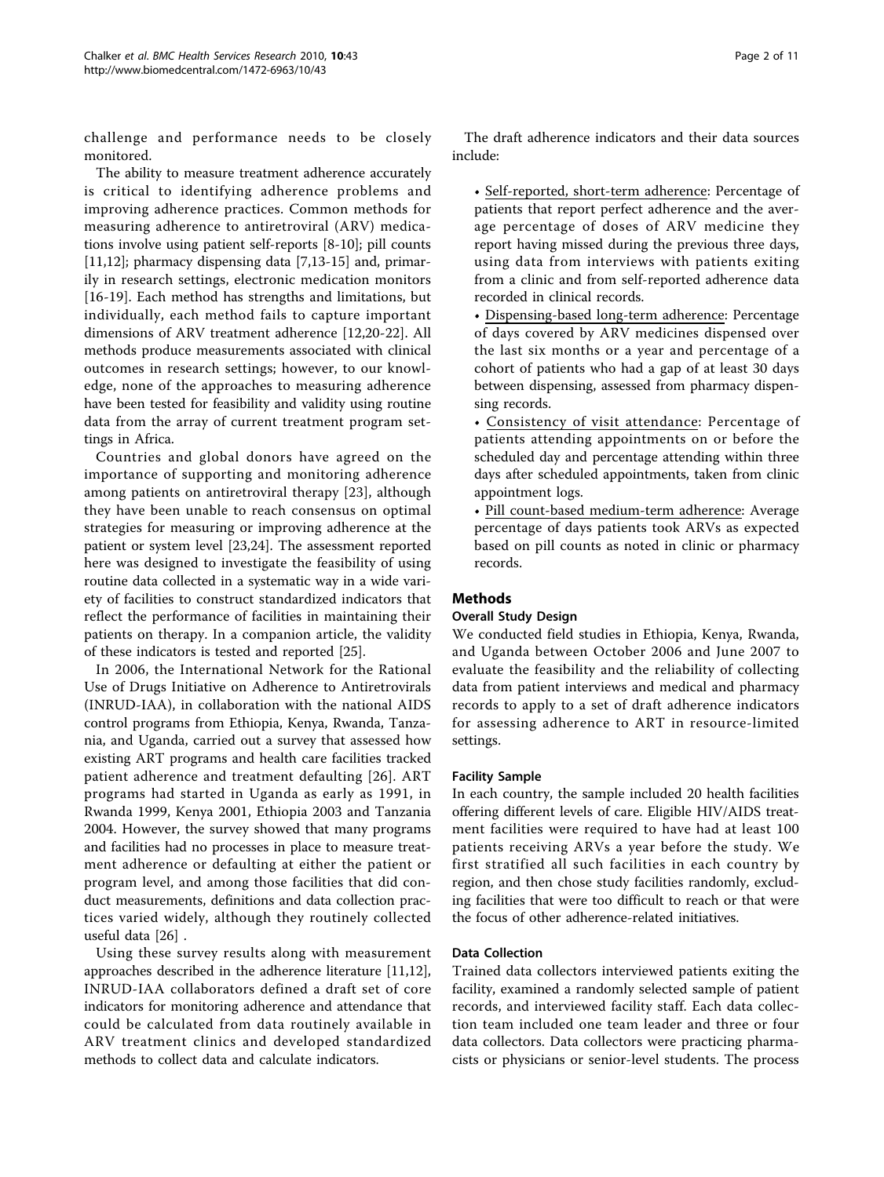challenge and performance needs to be closely monitored.

The ability to measure treatment adherence accurately is critical to identifying adherence problems and improving adherence practices. Common methods for measuring adherence to antiretroviral (ARV) medications involve using patient self-reports [8-10]; pill counts [11,12]; pharmacy dispensing data [7,13-15] and, primarily in research settings, electronic medication monitors [16-19]. Each method has strengths and limitations, but individually, each method fails to capture important dimensions of ARV treatment adherence [12,20-22]. All methods produce measurements associated with clinical outcomes in research settings; however, to our knowledge, none of the approaches to measuring adherence have been tested for feasibility and validity using routine data from the array of current treatment program settings in Africa.

Countries and global donors have agreed on the importance of supporting and monitoring adherence among patients on antiretroviral therapy [23], although they have been unable to reach consensus on optimal strategies for measuring or improving adherence at the patient or system level [23,24]. The assessment reported here was designed to investigate the feasibility of using routine data collected in a systematic way in a wide variety of facilities to construct standardized indicators that reflect the performance of facilities in maintaining their patients on therapy. In a companion article, the validity of these indicators is tested and reported [25].

In 2006, the International Network for the Rational Use of Drugs Initiative on Adherence to Antiretrovirals (INRUD-IAA), in collaboration with the national AIDS control programs from Ethiopia, Kenya, Rwanda, Tanzania, and Uganda, carried out a survey that assessed how existing ART programs and health care facilities tracked patient adherence and treatment defaulting [26]. ART programs had started in Uganda as early as 1991, in Rwanda 1999, Kenya 2001, Ethiopia 2003 and Tanzania 2004. However, the survey showed that many programs and facilities had no processes in place to measure treatment adherence or defaulting at either the patient or program level, and among those facilities that did conduct measurements, definitions and data collection practices varied widely, although they routinely collected useful data [26] .

Using these survey results along with measurement approaches described in the adherence literature [11,12], INRUD-IAA collaborators defined a draft set of core indicators for monitoring adherence and attendance that could be calculated from data routinely available in ARV treatment clinics and developed standardized methods to collect data and calculate indicators.

The draft adherence indicators and their data sources include:

- Self-reported, short-term adherence: Percentage of patients that report perfect adherence and the average percentage of doses of ARV medicine they report having missed during the previous three days, using data from interviews with patients exiting from a clinic and from self-reported adherence data recorded in clinical records.
- Dispensing-based long-term adherence: Percentage of days covered by ARV medicines dispensed over the last six months or a year and percentage of a cohort of patients who had a gap of at least 30 days between dispensing, assessed from pharmacy dispensing records.
- Consistency of visit attendance: Percentage of patients attending appointments on or before the scheduled day and percentage attending within three days after scheduled appointments, taken from clinic appointment logs.
- Pill count-based medium-term adherence: Average percentage of days patients took ARVs as expected based on pill counts as noted in clinic or pharmacy records.

## Methods

### Overall Study Design

We conducted field studies in Ethiopia, Kenya, Rwanda, and Uganda between October 2006 and June 2007 to evaluate the feasibility and the reliability of collecting data from patient interviews and medical and pharmacy records to apply to a set of draft adherence indicators for assessing adherence to ART in resource-limited settings.

### Facility Sample

In each country, the sample included 20 health facilities offering different levels of care. Eligible HIV/AIDS treatment facilities were required to have had at least 100 patients receiving ARVs a year before the study. We first stratified all such facilities in each country by region, and then chose study facilities randomly, excluding facilities that were too difficult to reach or that were the focus of other adherence-related initiatives.

### Data Collection

Trained data collectors interviewed patients exiting the facility, examined a randomly selected sample of patient records, and interviewed facility staff. Each data collection team included one team leader and three or four data collectors. Data collectors were practicing pharmacists or physicians or senior-level students. The process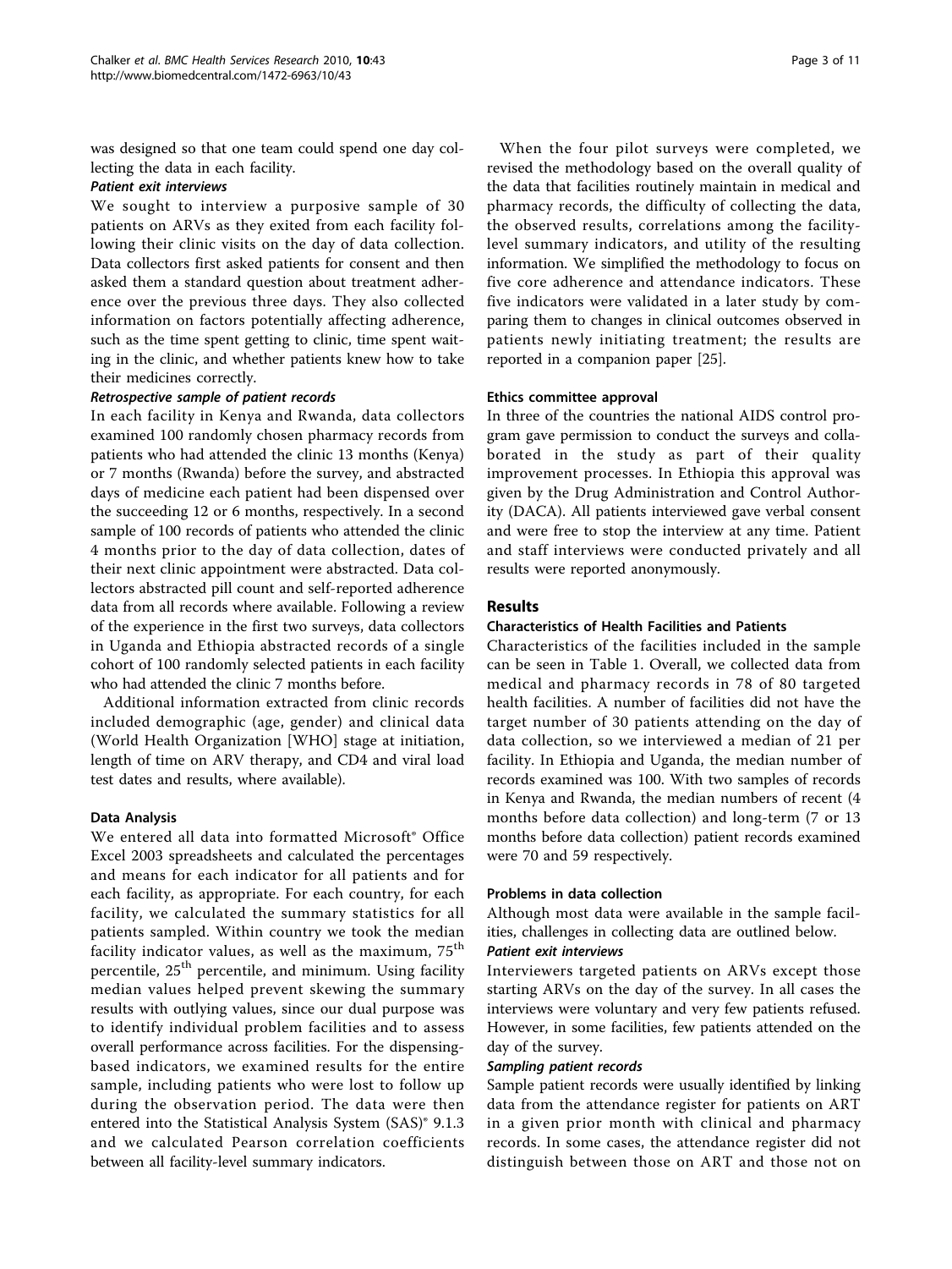was designed so that one team could spend one day collecting the data in each facility.

#### *Patient exit interviews*

We sought to interview a purposive sample of 30 patients on ARVs as they exited from each facility following their clinic visits on the day of data collection. Data collectors first asked patients for consent and then asked them a standard question about treatment adherence over the previous three days. They also collected information on factors potentially affecting adherence, such as the time spent getting to clinic, time spent waiting in the clinic, and whether patients knew how to take their medicines correctly.

#### *Retrospective sample of patient records*

In each facility in Kenya and Rwanda, data collectors examined 100 randomly chosen pharmacy records from patients who had attended the clinic 13 months (Kenya) or 7 months (Rwanda) before the survey, and abstracted days of medicine each patient had been dispensed over the succeeding 12 or 6 months, respectively. In a second sample of 100 records of patients who attended the clinic 4 months prior to the day of data collection, dates of their next clinic appointment were abstracted. Data collectors abstracted pill count and self-reported adherence data from all records where available. Following a review of the experience in the first two surveys, data collectors in Uganda and Ethiopia abstracted records of a single cohort of 100 randomly selected patients in each facility who had attended the clinic 7 months before.

Additional information extracted from clinic records included demographic (age, gender) and clinical data (World Health Organization [WHO] stage at initiation, length of time on ARV therapy, and CD4 and viral load test dates and results, where available).

### Data Analysis

We entered all data into formatted Microsoft® Office Excel 2003 spreadsheets and calculated the percentages and means for each indicator for all patients and for each facility, as appropriate. For each country, for each facility, we calculated the summary statistics for all patients sampled. Within country we took the median facility indicator values, as well as the maximum, 75th percentile, 25th percentile, and minimum. Using facility median values helped prevent skewing the summary results with outlying values, since our dual purpose was to identify individual problem facilities and to assess overall performance across facilities. For the dispensing-based indicators, we examined results for the entire sample, including patients who were lost to follow up during the observation period. The data were then entered into the Statistical Analysis System (SAS)® 9.1.3 and we calculated Pearson correlation coefficients between all facility-level summary indicators.

When the four pilot surveys were completed, we revised the methodology based on the overall quality of the data that facilities routinely maintain in medical and pharmacy records, the difficulty of collecting the data, the observed results, correlations among the facility-level summary indicators, and utility of the resulting information. We simplified the methodology to focus on five core adherence and attendance indicators. These five indicators were validated in a later study by comparing them to changes in clinical outcomes observed in patients newly initiating treatment; the results are reported in a companion paper [25].

### Ethics committee approval

In three of the countries the national AIDS control program gave permission to conduct the surveys and collaborated in the study as part of their quality improvement processes. In Ethiopia this approval was given by the Drug Administration and Control Authority (DACA). All patients interviewed gave verbal consent and were free to stop the interview at any time. Patient and staff interviews were conducted privately and all results were reported anonymously.

## Results

### Characteristics of Health Facilities and Patients

Characteristics of the facilities included in the sample can be seen in Table 1. Overall, we collected data from medical and pharmacy records in 78 of 80 targeted health facilities. A number of facilities did not have the target number of 30 patients attending on the day of data collection, so we interviewed a median of 21 per facility. In Ethiopia and Uganda, the median number of records examined was 100. With two samples of records in Kenya and Rwanda, the median numbers of recent (4 months before data collection) and long-term (7 or 13 months before data collection) patient records examined were 70 and 59 respectively.

### Problems in data collection

Although most data were available in the sample facilities, challenges in collecting data are outlined below.

#### *Patient exit interviews*

Interviewers targeted patients on ARVs except those starting ARVs on the day of the survey. In all cases the interviews were voluntary and very few patients refused. However, in some facilities, few patients attended on the day of the survey.

#### *Sampling patient records*

Sample patient records were usually identified by linking data from the attendance register for patients on ART in a given prior month with clinical and pharmacy records. In some cases, the attendance register did not distinguish between those on ART and those not on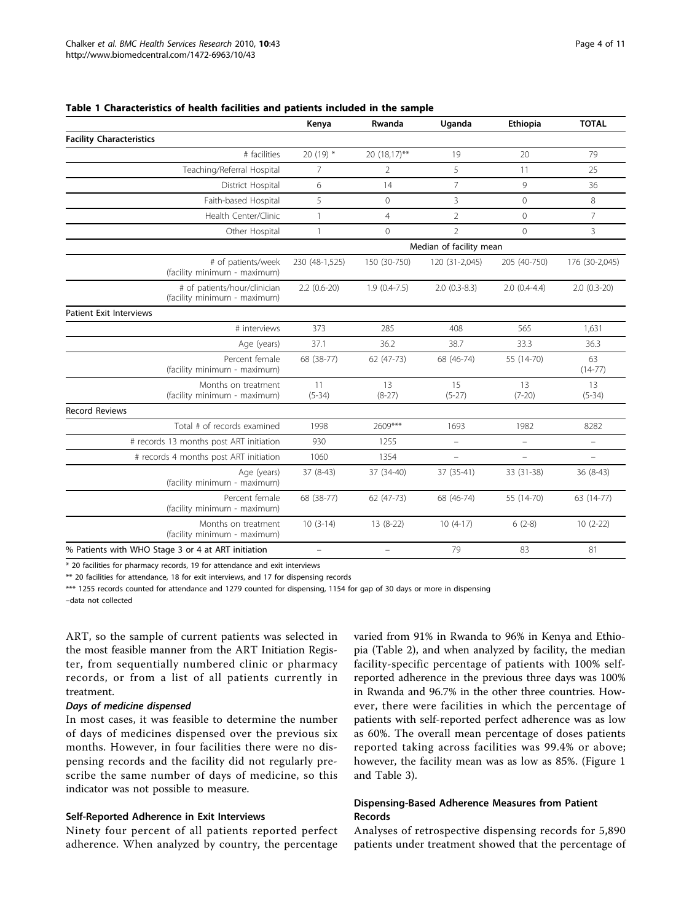**Table 1 Characteristics of health facilities and patients included in the sample**

| | Kenya | Rwanda | Uganda | Ethiopia | TOTAL |
|---|---|---|---|---|---|
| **Facility Characteristics** | | | | | |
| # facilities | 20 (19) * | 20 (18,17)** | 19 | 20 | 79 |
| Teaching/Referral Hospital | 7 | 2 | 5 | 11 | 25 |
| District Hospital | 6 | 14 | 7 | 9 | 36 |
| Faith-based Hospital | 5 | 0 | 3 | 0 | 8 |
| Health Center/Clinic | 1 | 4 | 2 | 0 | 7 |
| Other Hospital | 1 | 0 | 2 | 0 | 3 |
| | Median of facility mean | | | | |
| # of patients/week (facility minimum - maximum) | 230 (48-1,525) | 150 (30-750) | 120 (31-2,045) | 205 (40-750) | 176 (30-2,045) |
| # of patients/hour/clinician (facility minimum - maximum) | 2.2 (0.6-20) | 1.9 (0.4-7.5) | 2.0 (0.3-8.3) | 2.0 (0.4-4.4) | 2.0 (0.3-20) |
| **Patient Exit Interviews** | | | | | |
| # interviews | 373 | 285 | 408 | 565 | 1,631 |
| Age (years) | 37.1 | 36.2 | 38.7 | 33.3 | 36.3 |
| Percent female (facility minimum - maximum) | 68 (38-77) | 62 (47-73) | 68 (46-74) | 55 (14-70) | 63 (14-77) |
| Months on treatment (facility minimum - maximum) | 11 (5-34) | 13 (8-27) | 15 (5-27) | 13 (7-20) | 13 (5-34) |
| **Record Reviews** | | | | | |
| Total # of records examined | 1998 | 2609*** | 1693 | 1982 | 8282 |
| # records 13 months post ART initiation | 930 | 1255 | – | – | – |
| # records 4 months post ART initiation | 1060 | 1354 | – | – | – |
| Age (years) (facility minimum - maximum) | 37 (8-43) | 37 (34-40) | 37 (35-41) | 33 (31-38) | 36 (8-43) |
| Percent female (facility minimum - maximum) | 68 (38-77) | 62 (47-73) | 68 (46-74) | 55 (14-70) | 63 (14-77) |
| Months on treatment (facility minimum - maximum) | 10 (3-14) | 13 (8-22) | 10 (4-17) | 6 (2-8) | 10 (2-22) |
| % Patients with WHO Stage 3 or 4 at ART initiation | – | – | 79 | 83 | 81 |

\* 20 facilities for pharmacy records, 19 for attendance and exit interviews

** 20 facilities for attendance, 18 for exit interviews, and 17 for dispensing records

*** 1255 records counted for attendance and 1279 counted for dispensing, 1154 for gap of 30 days or more in dispensing

–data not collected

ART, so the sample of current patients was selected in the most feasible manner from the ART Initiation Register, from sequentially numbered clinic or pharmacy records, or from a list of all patients currently in treatment.

#### *Days of medicine dispensed*

In most cases, it was feasible to determine the number of days of medicines dispensed over the previous six months. However, in four facilities there were no dispensing records and the facility did not regularly prescribe the same number of days of medicine, so this indicator was not possible to measure.

### Self-Reported Adherence in Exit Interviews

Ninety four percent of all patients reported perfect adherence. When analyzed by country, the percentage varied from 91% in Rwanda to 96% in Kenya and Ethiopia (Table 2), and when analyzed by facility, the median facility-specific percentage of patients with 100% self-reported adherence in the previous three days was 100% in Rwanda and 96.7% in the other three countries. However, there were facilities in which the percentage of patients with self-reported perfect adherence was as low as 60%. The overall mean percentage of doses patients reported taking across facilities was 99.4% or above; however, the facility mean was as low as 85%. (Figure 1 and Table 3).

### Dispensing-Based Adherence Measures from Patient Records

Analyses of retrospective dispensing records for 5,890 patients under treatment showed that the percentage of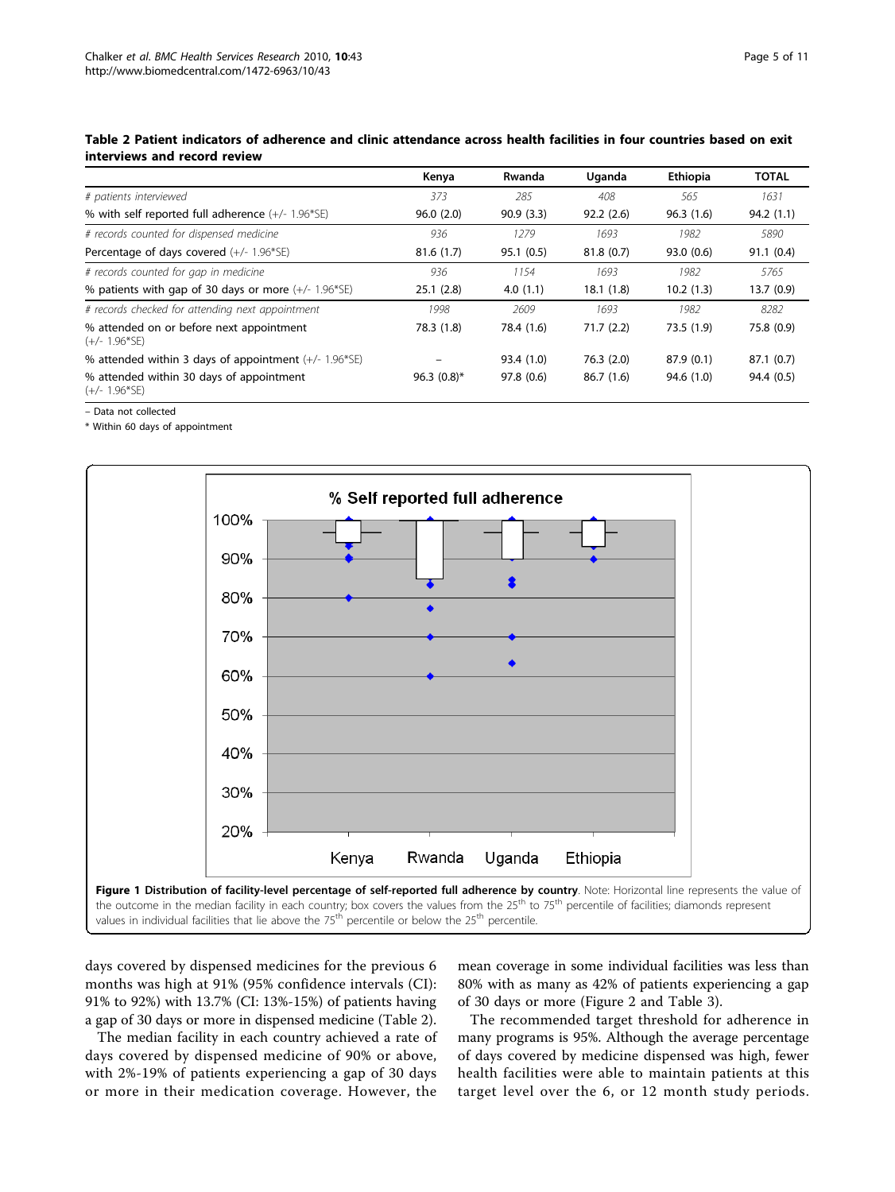**Table 2 Patient indicators of adherence and clinic attendance across health facilities in four countries based on exit interviews and record review**

| | Kenya | Rwanda | Uganda | Ethiopia | TOTAL |
|---|---|---|---|---|---|
| *# patients interviewed* | *373* | *285* | *408* | *565* | *1631* |
| % with self reported full adherence (+/- 1.96*SE) | 96.0 (2.0) | 90.9 (3.3) | 92.2 (2.6) | 96.3 (1.6) | 94.2 (1.1) |
| *# records counted for dispensed medicine* | *936* | *1279* | *1693* | *1982* | *5890* |
| Percentage of days covered (+/- 1.96*SE) | 81.6 (1.7) | 95.1 (0.5) | 81.8 (0.7) | 93.0 (0.6) | 91.1 (0.4) |
| *# records counted for gap in medicine* | *936* | *1154* | *1693* | *1982* | *5765* |
| % patients with gap of 30 days or more (+/- 1.96*SE) | 25.1 (2.8) | 4.0 (1.1) | 18.1 (1.8) | 10.2 (1.3) | 13.7 (0.9) |
| *# records checked for attending next appointment* | *1998* | *2609* | *1693* | *1982* | *8282* |
| % attended on or before next appointment (+/- 1.96*SE) | 78.3 (1.8) | 78.4 (1.6) | 71.7 (2.2) | 73.5 (1.9) | 75.8 (0.9) |
| % attended within 3 days of appointment (+/- 1.96*SE) | – | 93.4 (1.0) | 76.3 (2.0) | 87.9 (0.1) | 87.1 (0.7) |
| % attended within 30 days of appointment (+/- 1.96*SE) | 96.3 (0.8)* | 97.8 (0.6) | 86.7 (1.6) | 94.6 (1.0) | 94.4 (0.5) |

– Data not collected

\* Within 60 days of appointment

**Figure 1 Distribution of facility-level percentage of self-reported full adherence by country**. Note: Horizontal line represents the value of the outcome in the median facility in each country; box covers the values from the 25th to 75th percentile of facilities; diamonds represent values in individual facilities that lie above the 75th percentile or below the 25th percentile.

days covered by dispensed medicines for the previous 6 months was high at 91% (95% confidence intervals (CI): 91% to 92%) with 13.7% (CI: 13%-15%) of patients having a gap of 30 days or more in dispensed medicine (Table 2).

The median facility in each country achieved a rate of days covered by dispensed medicine of 90% or above, with 2%-19% of patients experiencing a gap of 30 days or more in their medication coverage. However, the mean coverage in some individual facilities was less than 80% with as many as 42% of patients experiencing a gap of 30 days or more (Figure 2 and Table 3).

The recommended target threshold for adherence in many programs is 95%. Although the average percentage of days covered by medicine dispensed was high, fewer health facilities were able to maintain patients at this target level over the 6, or 12 month study periods.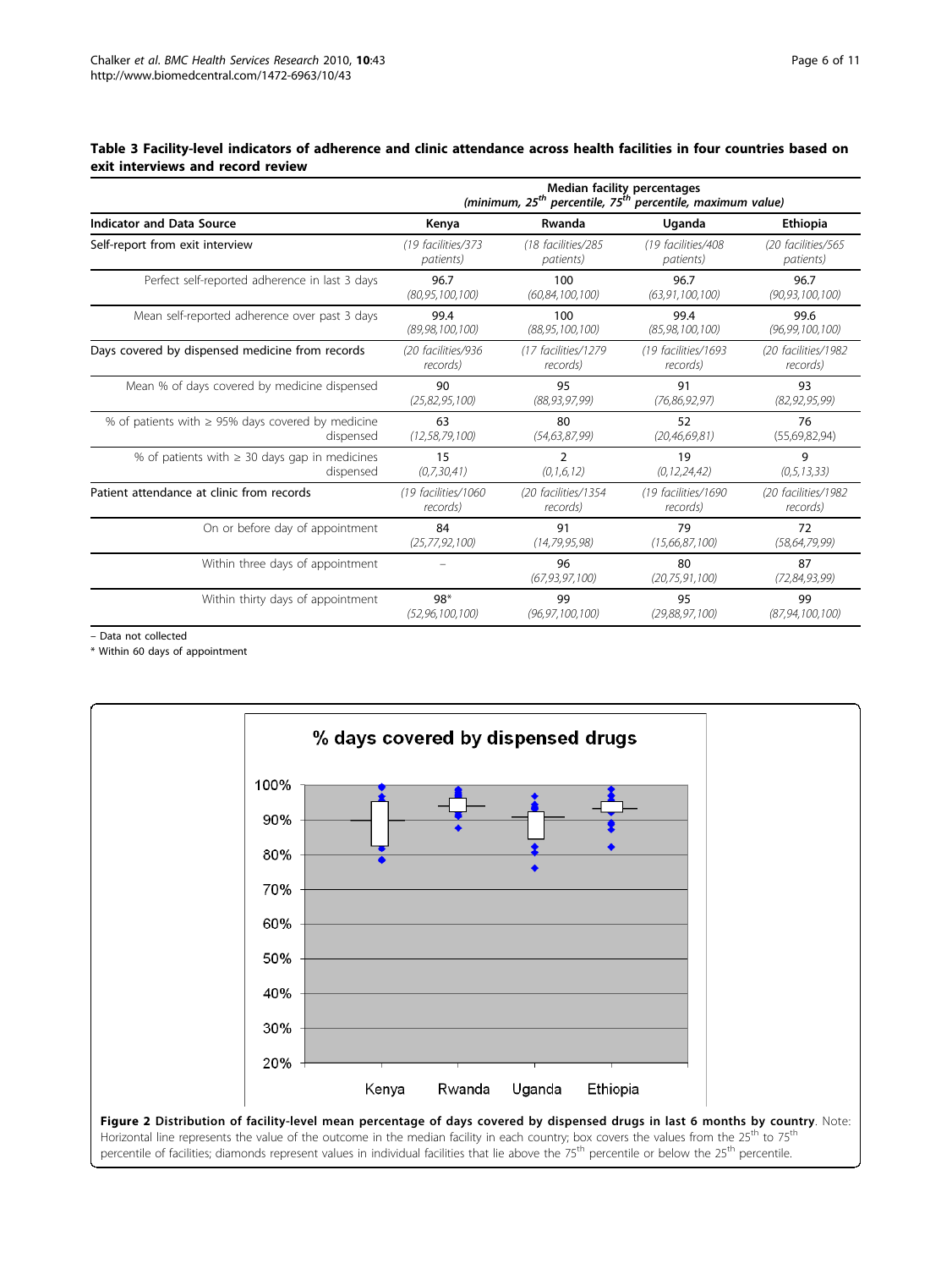**Table 3 Facility-level indicators of adherence and clinic attendance across health facilities in four countries based on exit interviews and record review**

| Indicator and Data Source | Median facility percentages (minimum, 25th percentile, 75th percentile, maximum value) | | | |
|---|---|---|---|---|
| | Kenya | Rwanda | Uganda | Ethiopia |
| Self-report from exit interview | *(19 facilities/373 patients)* | *(18 facilities/285 patients)* | *(19 facilities/408 patients)* | *(20 facilities/565 patients)* |
| Perfect self-reported adherence in last 3 days | 96.7 *(80,95,100,100)* | 100 *(60,84,100,100)* | 96.7 *(63,91,100,100)* | 96.7 *(90,93,100,100)* |
| Mean self-reported adherence over past 3 days | 99.4 *(89,98,100,100)* | 100 *(88,95,100,100)* | 99.4 *(85,98,100,100)* | 99.6 *(96,99,100,100)* |
| Days covered by dispensed medicine from records | *(20 facilities/936 records)* | *(17 facilities/1279 records)* | *(19 facilities/1693 records)* | *(20 facilities/1982 records)* |
| Mean % of days covered by medicine dispensed | 90 *(25,82,95,100)* | 95 *(88,93,97,99)* | 91 *(76,86,92,97)* | 93 *(82,92,95,99)* |
| % of patients with ≥ 95% days covered by medicine dispensed | 63 *(12,58,79,100)* | 80 *(54,63,87,99)* | 52 *(20,46,69,81)* | 76 *(55,69,82,94)* |
| % of patients with ≥ 30 days gap in medicines dispensed | 15 *(0,7,30,41)* | 2 *(0,1,6,12)* | 19 *(0,12,24,42)* | 9 *(0,5,13,33)* |
| Patient attendance at clinic from records | *(19 facilities/1060 records)* | *(20 facilities/1354 records)* | *(19 facilities/1690 records)* | *(20 facilities/1982 records)* |
| On or before day of appointment | 84 *(25,77,92,100)* | 91 *(14,79,95,98)* | 79 *(15,66,87,100)* | 72 *(58,64,79,99)* |
| Within three days of appointment | – | 96 *(67,93,97,100)* | 80 *(20,75,91,100)* | 87 *(72,84,93,99)* |
| Within thirty days of appointment | 98* *(52,96,100,100)* | 99 *(96,97,100,100)* | 95 *(29,88,97,100)* | 99 *(87,94,100,100)* |

– Data not collected

\* Within 60 days of appointment

**Figure 2 Distribution of facility-level mean percentage of days covered by dispensed drugs in last 6 months by country**. Note: Horizontal line represents the value of the outcome in the median facility in each country; box covers the values from the 25th to 75th percentile of facilities; diamonds represent values in individual facilities that lie above the 75th percentile or below the 25th percentile.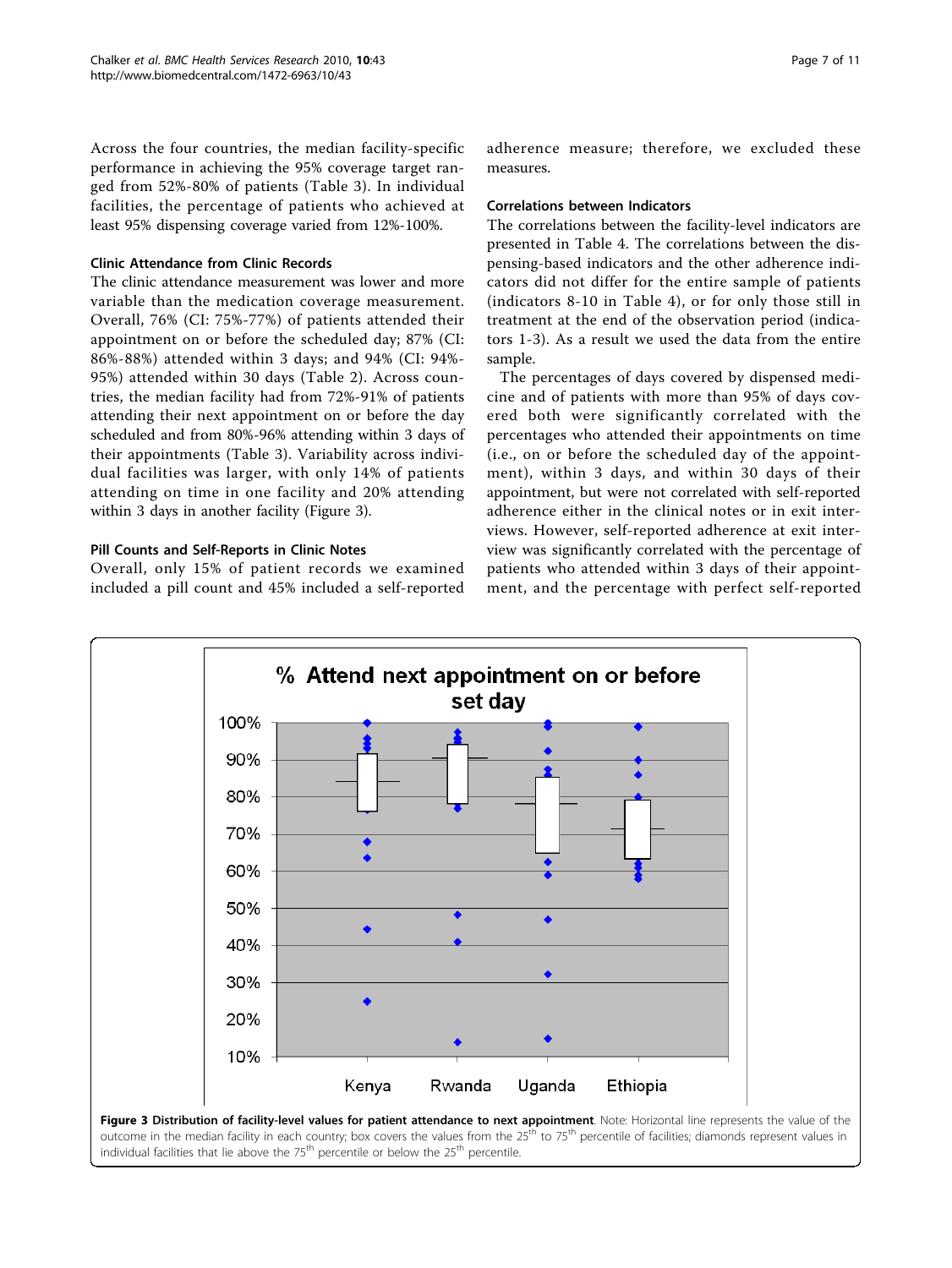Across the four countries, the median facility-specific performance in achieving the 95% coverage target ranged from 52%-80% of patients (Table 3). In individual facilities, the percentage of patients who achieved at least 95% dispensing coverage varied from 12%-100%.

### Clinic Attendance from Clinic Records

The clinic attendance measurement was lower and more variable than the medication coverage measurement. Overall, 76% (CI: 75%-77%) of patients attended their appointment on or before the scheduled day; 87% (CI: 86%-88%) attended within 3 days; and 94% (CI: 94%-95%) attended within 30 days (Table 2). Across countries, the median facility had from 72%-91% of patients attending their next appointment on or before the day scheduled and from 80%-96% attending within 3 days of their appointments (Table 3). Variability across individual facilities was larger, with only 14% of patients attending on time in one facility and 20% attending within 3 days in another facility (Figure 3).

### Pill Counts and Self-Reports in Clinic Notes

Overall, only 15% of patient records we examined included a pill count and 45% included a self-reported adherence measure; therefore, we excluded these measures.

### Correlations between Indicators

The correlations between the facility-level indicators are presented in Table 4. The correlations between the dispensing-based indicators and the other adherence indicators did not differ for the entire sample of patients (indicators 8-10 in Table 4), or for only those still in treatment at the end of the observation period (indicators 1-3). As a result we used the data from the entire sample.

The percentages of days covered by dispensed medicine and of patients with more than 95% of days covered both were significantly correlated with the percentages who attended their appointments on time (i.e., on or before the scheduled day of the appointment), within 3 days, and within 30 days of their appointment, but were not correlated with self-reported adherence either in the clinical notes or in exit interviews. However, self-reported adherence at exit interview was significantly correlated with the percentage of patients who attended within 3 days of their appointment, and the percentage with perfect self-reported

**Figure 3 Distribution of facility-level values for patient attendance to next appointment**. Note: Horizontal line represents the value of the outcome in the median facility in each country; box covers the values from the 25th to 75th percentile of facilities; diamonds represent values in individual facilities that lie above the 75th percentile or below the 25th percentile.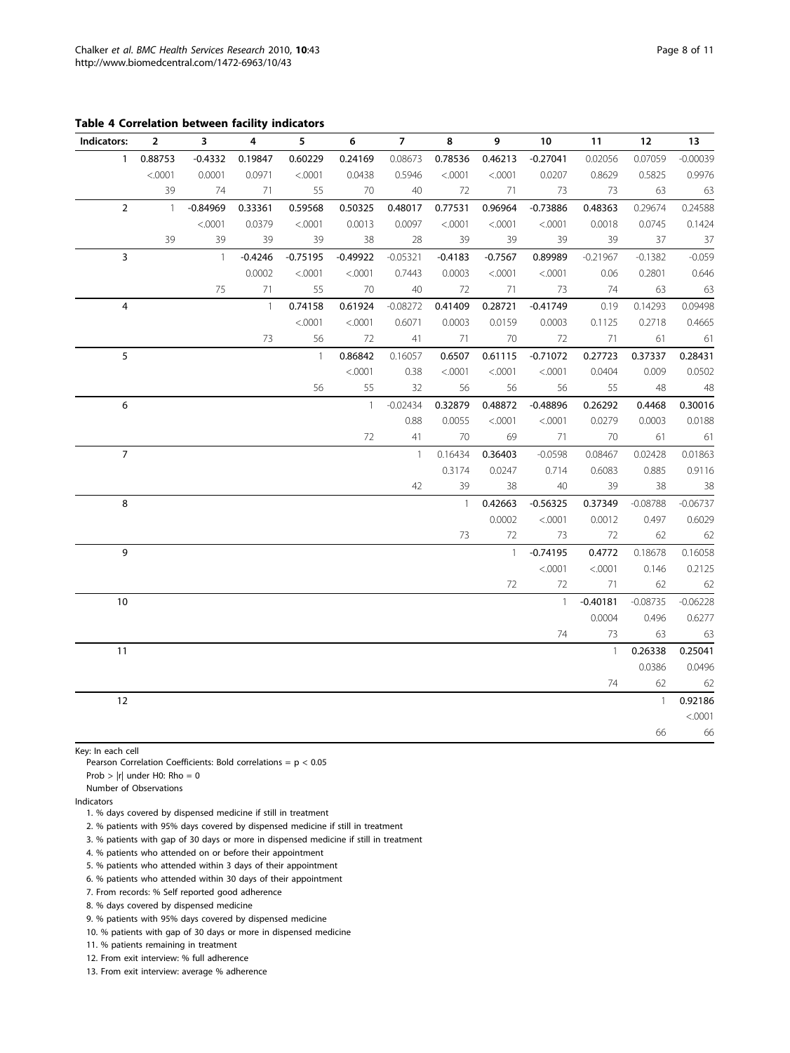**Table 4 Correlation between facility indicators**

| Indicators: | 2 | 3 | 4 | 5 | 6 | 7 | 8 | 9 | 10 | 11 | 12 | 13 |
|---|---|---|---|---|---|---|---|---|---|---|---|---|
| 1 | **0.88753** | **-0.4332** | 0.19847 | **0.60229** | **0.24169** | 0.08673 | **0.78536** | **0.46213** | **-0.27041** | 0.02056 | 0.07059 | -0.00039 |
| | <.0001 | 0.0001 | 0.0971 | <.0001 | 0.0438 | 0.5946 | <.0001 | <.0001 | 0.0207 | 0.8629 | 0.5825 | 0.9976 |
| | 39 | 74 | 71 | 55 | 70 | 40 | 72 | 71 | 73 | 73 | 63 | 63 |
| 2 | 1 | **-0.84969** | **0.33361** | **0.59568** | **0.50325** | **0.48017** | **0.77531** | **0.96964** | **-0.73886** | **0.48363** | 0.29674 | 0.24588 |
| | | <.0001 | 0.0379 | <.0001 | 0.0013 | 0.0097 | <.0001 | <.0001 | <.0001 | 0.0018 | 0.0745 | 0.1424 |
| | 39 | 39 | 39 | 39 | 38 | 28 | 39 | 39 | 39 | 39 | 37 | 37 |
| 3 | | 1 | **-0.4246** | **-0.75195** | **-0.49922** | -0.05321 | **-0.4183** | **-0.7567** | **0.89989** | -0.21967 | -0.1382 | -0.059 |
| | | | 0.0002 | <.0001 | <.0001 | 0.7443 | 0.0003 | <.0001 | <.0001 | 0.06 | 0.2801 | 0.646 |
| | | 75 | 71 | 55 | 70 | 40 | 72 | 71 | 73 | 74 | 63 | 63 |
| 4 | | | 1 | **0.74158** | **0.61924** | -0.08272 | **0.41409** | **0.28721** | **-0.41749** | 0.19 | 0.14293 | 0.09498 |
| | | | | <.0001 | <.0001 | 0.6071 | 0.0003 | 0.0159 | 0.0003 | 0.1125 | 0.2718 | 0.4665 |
| | | | 73 | 56 | 72 | 41 | 71 | 70 | 72 | 71 | 61 | 61 |
| 5 | | | | 1 | **0.86842** | 0.16057 | **0.6507** | **0.61115** | **-0.71072** | **0.27723** | **0.37337** | **0.28431** |
| | | | | | <.0001 | 0.38 | <.0001 | <.0001 | <.0001 | 0.0404 | 0.009 | 0.0502 |
| | | | | 56 | 55 | 32 | 56 | 56 | 56 | 55 | 48 | 48 |
| 6 | | | | | 1 | -0.02434 | **0.32879** | **0.48872** | **-0.48896** | **0.26292** | **0.4468** | **0.30016** |
| | | | | | | 0.88 | 0.0055 | <.0001 | <.0001 | 0.0279 | 0.0003 | 0.0188 |
| | | | | | 72 | 41 | 70 | 69 | 71 | 70 | 61 | 61 |
| 7 | | | | | | 1 | 0.16434 | **0.36403** | -0.0598 | 0.08467 | 0.02428 | 0.01863 |
| | | | | | | | 0.3174 | 0.0247 | 0.714 | 0.6083 | 0.885 | 0.9116 |
| | | | | | | 42 | 39 | 38 | 40 | 39 | 38 | 38 |
| 8 | | | | | | | 1 | **0.42663** | **-0.56325** | **0.37349** | -0.08788 | -0.06737 |
| | | | | | | | | 0.0002 | <.0001 | 0.0012 | 0.497 | 0.6029 |
| | | | | | | | 73 | 72 | 73 | 72 | 62 | 62 |
| 9 | | | | | | | | 1 | **-0.74195** | **0.4772** | 0.18678 | 0.16058 |
| | | | | | | | | | <.0001 | <.0001 | 0.146 | 0.2125 |
| | | | | | | | | 72 | 72 | 71 | 62 | 62 |
| 10 | | | | | | | | | 1 | **-0.40181** | -0.08735 | -0.06228 |
| | | | | | | | | | | 0.0004 | 0.496 | 0.6277 |
| | | | | | | | | | 74 | 73 | 63 | 63 |
| 11 | | | | | | | | | | 1 | **0.26338** | **0.25041** |
| | | | | | | | | | | | 0.0386 | 0.0496 |
| | | | | | | | | | | 74 | 62 | 62 |
| 12 | | | | | | | | | | | 1 | **0.92186** |
| | | | | | | | | | | | | <.0001 |
| | | | | | | | | | | | 66 | 66 |

Key: In each cell

Pearson Correlation Coefficients: Bold correlations = $p < 0.05$

Prob > |r| under H0: Rho = 0

Number of Observations

Indicators

1. % days covered by dispensed medicine if still in treatment
2. % patients with 95% days covered by dispensed medicine if still in treatment
3. % patients with gap of 30 days or more in dispensed medicine if still in treatment
4. % patients who attended on or before their appointment
5. % patients who attended within 3 days of their appointment
6. % patients who attended within 30 days of their appointment
7. From records: % Self reported good adherence
8. % days covered by dispensed medicine
9. % patients with 95% days covered by dispensed medicine
10. % patients with gap of 30 days or more in dispensed medicine
11. % patients remaining in treatment
12. From exit interview: % full adherence
13. From exit interview: average % adherence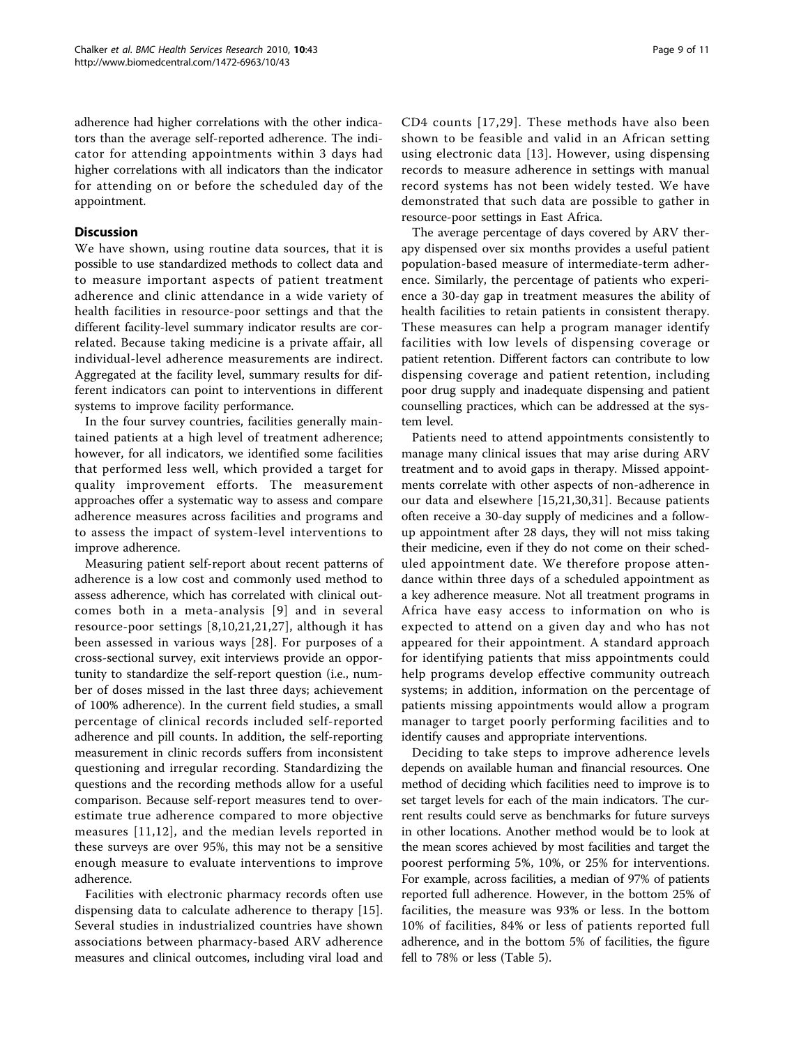adherence had higher correlations with the other indicators than the average self-reported adherence. The indicator for attending appointments within 3 days had higher correlations with all indicators than the indicator for attending on or before the scheduled day of the appointment.

## Discussion

We have shown, using routine data sources, that it is possible to use standardized methods to collect data and to measure important aspects of patient treatment adherence and clinic attendance in a wide variety of health facilities in resource-poor settings and that the different facility-level summary indicator results are correlated. Because taking medicine is a private affair, all individual-level adherence measurements are indirect. Aggregated at the facility level, summary results for different indicators can point to interventions in different systems to improve facility performance.

In the four survey countries, facilities generally maintained patients at a high level of treatment adherence; however, for all indicators, we identified some facilities that performed less well, which provided a target for quality improvement efforts. The measurement approaches offer a systematic way to assess and compare adherence measures across facilities and programs and to assess the impact of system-level interventions to improve adherence.

Measuring patient self-report about recent patterns of adherence is a low cost and commonly used method to assess adherence, which has correlated with clinical outcomes both in a meta-analysis [9] and in several resource-poor settings [8,10,21,21,27], although it has been assessed in various ways [28]. For purposes of a cross-sectional survey, exit interviews provide an opportunity to standardize the self-report question (i.e., number of doses missed in the last three days; achievement of 100% adherence). In the current field studies, a small percentage of clinical records included self-reported adherence and pill counts. In addition, the self-reporting measurement in clinic records suffers from inconsistent questioning and irregular recording. Standardizing the questions and the recording methods allow for a useful comparison. Because self-report measures tend to overestimate true adherence compared to more objective measures [11,12], and the median levels reported in these surveys are over 95%, this may not be a sensitive enough measure to evaluate interventions to improve adherence.

Facilities with electronic pharmacy records often use dispensing data to calculate adherence to therapy [15]. Several studies in industrialized countries have shown associations between pharmacy-based ARV adherence measures and clinical outcomes, including viral load and CD4 counts [17,29]. These methods have also been shown to be feasible and valid in an African setting using electronic data [13]. However, using dispensing records to measure adherence in settings with manual record systems has not been widely tested. We have demonstrated that such data are possible to gather in resource-poor settings in East Africa.

The average percentage of days covered by ARV therapy dispensed over six months provides a useful patient population-based measure of intermediate-term adherence. Similarly, the percentage of patients who experience a 30-day gap in treatment measures the ability of health facilities to retain patients in consistent therapy. These measures can help a program manager identify facilities with low levels of dispensing coverage or patient retention. Different factors can contribute to low dispensing coverage and patient retention, including poor drug supply and inadequate dispensing and patient counselling practices, which can be addressed at the system level.

Patients need to attend appointments consistently to manage many clinical issues that may arise during ARV treatment and to avoid gaps in therapy. Missed appointments correlate with other aspects of non-adherence in our data and elsewhere [15,21,30,31]. Because patients often receive a 30-day supply of medicines and a follow-up appointment after 28 days, they will not miss taking their medicine, even if they do not come on their scheduled appointment date. We therefore propose attendance within three days of a scheduled appointment as a key adherence measure. Not all treatment programs in Africa have easy access to information on who is expected to attend on a given day and who has not appeared for their appointment. A standard approach for identifying patients that miss appointments could help programs develop effective community outreach systems; in addition, information on the percentage of patients missing appointments would allow a program manager to target poorly performing facilities and to identify causes and appropriate interventions.

Deciding to take steps to improve adherence levels depends on available human and financial resources. One method of deciding which facilities need to improve is to set target levels for each of the main indicators. The current results could serve as benchmarks for future surveys in other locations. Another method would be to look at the mean scores achieved by most facilities and target the poorest performing 5%, 10%, or 25% for interventions. For example, across facilities, a median of 97% of patients reported full adherence. However, in the bottom 25% of facilities, the measure was 93% or less. In the bottom 10% of facilities, 84% or less of patients reported full adherence, and in the bottom 5% of facilities, the figure fell to 78% or less (Table 5).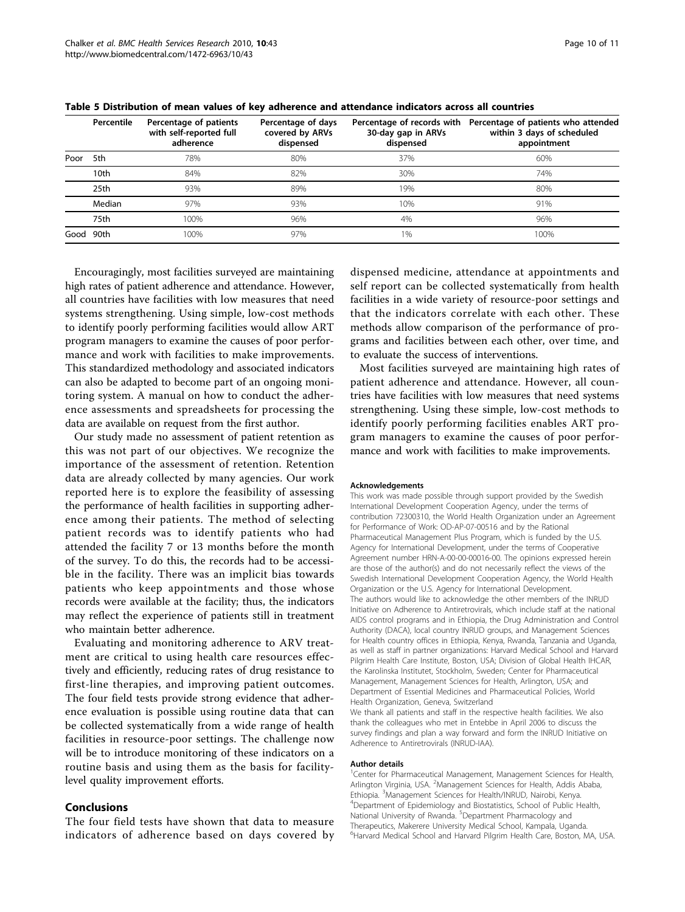**Table 5 Distribution of mean values of key adherence and attendance indicators across all countries**

| | Percentile | Percentage of patients with self-reported full adherence | Percentage of days covered by ARVs dispensed | Percentage of records with 30-day gap in ARVs dispensed | Percentage of patients who attended within 3 days of scheduled appointment |
|---|---|---|---|---|---|
| Poor | 5th | 78% | 80% | 37% | 60% |
| | 10th | 84% | 82% | 30% | 74% |
| | 25th | 93% | 89% | 19% | 80% |
| | Median | 97% | 93% | 10% | 91% |
| | 75th | 100% | 96% | 4% | 96% |
| Good | 90th | 100% | 97% | 1% | 100% |

Encouragingly, most facilities surveyed are maintaining high rates of patient adherence and attendance. However, all countries have facilities with low measures that need systems strengthening. Using simple, low-cost methods to identify poorly performing facilities would allow ART program managers to examine the causes of poor performance and work with facilities to make improvements. This standardized methodology and associated indicators can also be adapted to become part of an ongoing monitoring system. A manual on how to conduct the adherence assessments and spreadsheets for processing the data are available on request from the first author.

Our study made no assessment of patient retention as this was not part of our objectives. We recognize the importance of the assessment of retention. Retention data are already collected by many agencies. Our work reported here is to explore the feasibility of assessing the performance of health facilities in supporting adherence among their patients. The method of selecting patient records was to identify patients who had attended the facility 7 or 13 months before the month of the survey. To do this, the records had to be accessible in the facility. There was an implicit bias towards patients who keep appointments and those whose records were available at the facility; thus, the indicators may reflect the experience of patients still in treatment who maintain better adherence.

Evaluating and monitoring adherence to ARV treatment are critical to using health care resources effectively and efficiently, reducing rates of drug resistance to first-line therapies, and improving patient outcomes. The four field tests provide strong evidence that adherence evaluation is possible using routine data that can be collected systematically from a wide range of health facilities in resource-poor settings. The challenge now will be to introduce monitoring of these indicators on a routine basis and using them as the basis for facility-level quality improvement efforts.

## Conclusions

The four field tests have shown that data to measure indicators of adherence based on days covered by dispensed medicine, attendance at appointments and self report can be collected systematically from health facilities in a wide variety of resource-poor settings and that the indicators correlate with each other. These methods allow comparison of the performance of programs and facilities between each other, over time, and to evaluate the success of interventions.

Most facilities surveyed are maintaining high rates of patient adherence and attendance. However, all countries have facilities with low measures that need systems strengthening. Using these simple, low-cost methods to identify poorly performing facilities enables ART program managers to examine the causes of poor performance and work with facilities to make improvements.

#### Acknowledgements

This work was made possible through support provided by the Swedish International Development Cooperation Agency, under the terms of contribution 72300310, the World Health Organization under an Agreement for Performance of Work: OD-AP-07-00516 and by the Rational Pharmaceutical Management Plus Program, which is funded by the U.S. Agency for International Development, under the terms of Cooperative Agreement number HRN-A-00-00-00016-00. The opinions expressed herein are those of the author(s) and do not necessarily reflect the views of the Swedish International Development Cooperation Agency, the World Health Organization or the U.S. Agency for International Development.

The authors would like to acknowledge the other members of the INRUD Initiative on Adherence to Antiretrovirals, which include staff at the national AIDS control programs and in Ethiopia, the Drug Administration and Control Authority (DACA), local country INRUD groups, and Management Sciences for Health country offices in Ethiopia, Kenya, Rwanda, Tanzania and Uganda, as well as staff in partner organizations: Harvard Medical School and Harvard Pilgrim Health Care Institute, Boston, USA; Division of Global Health IHCAR, the Karolinska Institutet, Stockholm, Sweden; Center for Pharmaceutical Management, Management Sciences for Health, Arlington, USA; and Department of Essential Medicines and Pharmaceutical Policies, World Health Organization, Geneva, Switzerland

We thank all patients and staff in the respective health facilities. We also thank the colleagues who met in Entebbe in April 2006 to discuss the survey findings and plan a way forward and form the INRUD Initiative on Adherence to Antiretrovirals (INRUD-IAA).

#### Author details

[1]Center for Pharmaceutical Management, Management Sciences for Health, Arlington Virginia, USA. [2]Management Sciences for Health, Addis Ababa, Ethiopia. [3]Management Sciences for Health/INRUD, Nairobi, Kenya. [4]Department of Epidemiology and Biostatistics, School of Public Health, National University of Rwanda. [5]Department Pharmacology and Therapeutics, Makerere University Medical School, Kampala, Uganda. [6]Harvard Medical School and Harvard Pilgrim Health Care, Boston, MA, USA.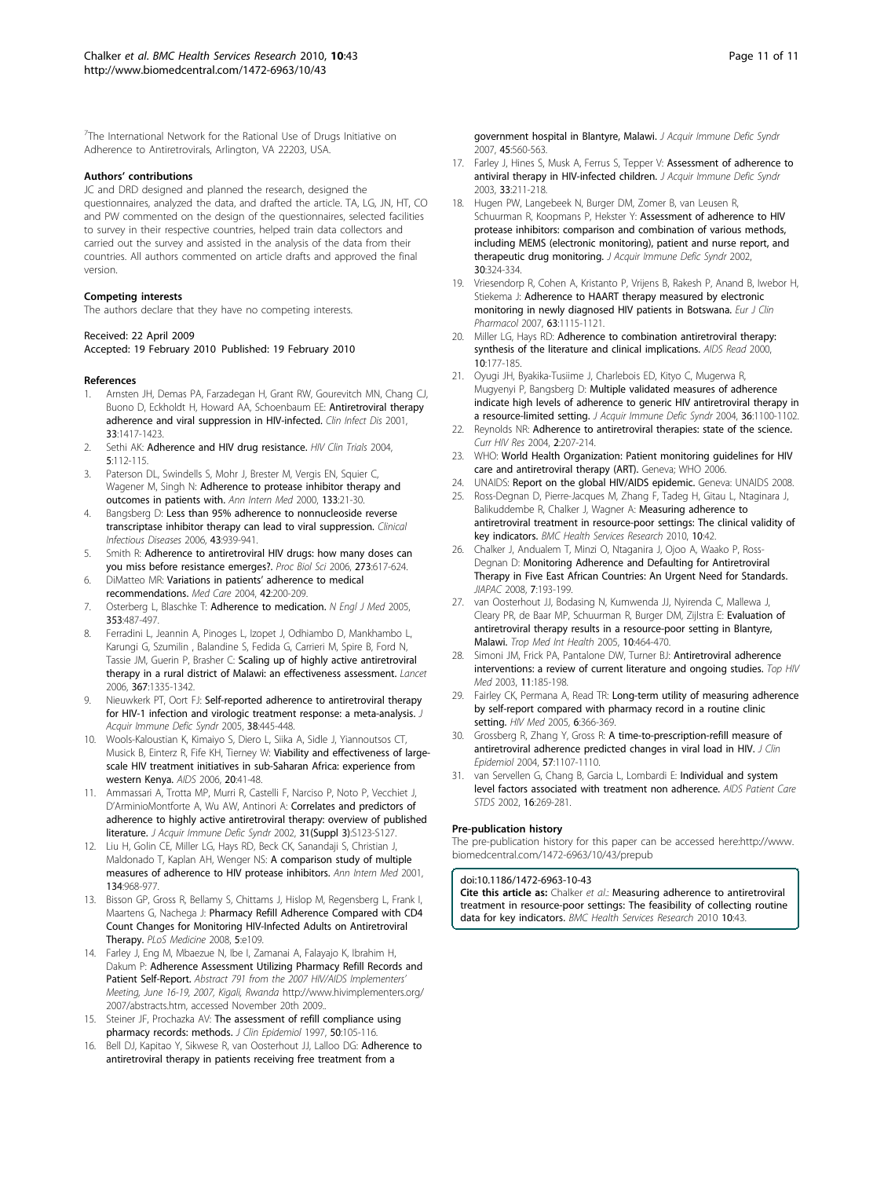[7]The International Network for the Rational Use of Drugs Initiative on Adherence to Antiretrovirals, Arlington, VA 22203, USA.

#### Authors' contributions

JC and DRD designed and planned the research, designed the questionnaires, analyzed the data, and drafted the article. TA, LG, JN, HT, CO and PW commented on the design of the questionnaires, selected facilities to survey in their respective countries, helped train data collectors and carried out the survey and assisted in the analysis of the data from their countries. All authors commented on article drafts and approved the final version.

#### Competing interests

The authors declare that they have no competing interests.

Received: 22 April 2009
Accepted: 19 February 2010 Published: 19 February 2010

#### References

1. Arnsten JH, Demas PA, Farzadegan H, Grant RW, Gourevitch MN, Chang CJ, Buono D, Eckholdt H, Howard AA, Schoenbaum EE: **Antiretroviral therapy adherence and viral suppression in HIV-infected.** *Clin Infect Dis* 2001, **33**:1417-1423.
2. Sethi AK: **Adherence and HIV drug resistance.** *HIV Clin Trials* 2004, **5**:112-115.
3. Paterson DL, Swindells S, Mohr J, Brester M, Vergis EN, Squier C, Wagener M, Singh N: **Adherence to protease inhibitor therapy and outcomes in patients with.** *Ann Intern Med* 2000, **133**:21-30.
4. Bangsberg D: **Less than 95% adherence to nonnucleoside reverse transcriptase inhibitor therapy can lead to viral suppression.** *Clinical Infectious Diseases* 2006, **43**:939-941.
5. Smith R: **Adherence to antiretroviral HIV drugs: how many doses can you miss before resistance emerges?.** *Proc Biol Sci* 2006, **273**:617-624.
6. DiMatteo MR: **Variations in patients' adherence to medical recommendations.** *Med Care* 2004, **42**:200-209.
7. Osterberg L, Blaschke T: **Adherence to medication.** *N Engl J Med* 2005, **353**:487-497.
8. Ferradini L, Jeannin A, Pinoges L, Izopet J, Odhiambo D, Mankhambo L, Karungi G, Szumilin , Balandine S, Fedida G, Carrieri M, Spire B, Ford N, Tassie JM, Guerin P, Brasher C: **Scaling up of highly active antiretroviral therapy in a rural district of Malawi: an effectiveness assessment.** *Lancet* 2006, **367**:1335-1342.
9. Nieuwkerk PT, Oort FJ: **Self-reported adherence to antiretroviral therapy for HIV-1 infection and virologic treatment response: a meta-analysis.** *J Acquir Immune Defic Syndr* 2005, **38**:445-448.
10. Wools-Kaloustian K, Kimaiyo S, Diero L, Siika A, Sidle J, Yiannoutsos CT, Musick B, Einterz R, Fife KH, Tierney W: **Viability and effectiveness of large-scale HIV treatment initiatives in sub-Saharan Africa: experience from western Kenya.** *AIDS* 2006, **20**:41-48.
11. Ammassari A, Trotta MP, Murri R, Castelli F, Narciso P, Noto P, Vecchiet J, D'ArminioMontforte A, Wu AW, Antinori A: **Correlates and predictors of adherence to highly active antiretroviral therapy: overview of published literature.** *J Acquir Immune Defic Syndr* 2002, **31(Suppl 3)**:S123-S127.
12. Liu H, Golin CE, Miller LG, Hays RD, Beck CK, Sanandaji S, Christian J, Maldonado T, Kaplan AH, Wenger NS: **A comparison study of multiple measures of adherence to HIV protease inhibitors.** *Ann Intern Med* 2001, **134**:968-977.
13. Bisson GP, Gross R, Bellamy S, Chittams J, Hislop M, Regensberg L, Frank I, Maartens G, Nachega J: **Pharmacy Refill Adherence Compared with CD4 Count Changes for Monitoring HIV-Infected Adults on Antiretroviral Therapy.** *PLoS Medicine* 2008, **5**:e109.
14. Farley J, Eng M, Mbaezue N, Ibe I, Zamanai A, Falayajo K, Ibrahim H, Dakum P: **Adherence Assessment Utilizing Pharmacy Refill Records and Patient Self-Report.** *Abstract 791 from the 2007 HIV/AIDS Implementers' Meeting, June 16-19, 2007, Kigali, Rwanda* http://www.hivimplementers.org/2007/abstracts.htm, accessed November 20th 2009..
15. Steiner JF, Prochazka AV: **The assessment of refill compliance using pharmacy records: methods.** *J Clin Epidemiol* 1997, **50**:105-116.
16. Bell DJ, Kapitao Y, Sikwese R, van Oosterhout JJ, Lalloo DG: **Adherence to antiretroviral therapy in patients receiving free treatment from a government hospital in Blantyre, Malawi.** *J Acquir Immune Defic Syndr* 2007, **45**:560-563.
17. Farley J, Hines S, Musk A, Ferrus S, Tepper V: **Assessment of adherence to antiviral therapy in HIV-infected children.** *J Acquir Immune Defic Syndr* 2003, **33**:211-218.
18. Hugen PW, Langebeek N, Burger DM, Zomer B, van Leusen R, Schuurman R, Koopmans P, Hekster Y: **Assessment of adherence to HIV protease inhibitors: comparison and combination of various methods, including MEMS (electronic monitoring), patient and nurse report, and therapeutic drug monitoring.** *J Acquir Immune Defic Syndr* 2002, **30**:324-334.
19. Vriesendorp R, Cohen A, Kristanto P, Vrijens B, Rakesh P, Anand B, Iwebor H, Stiekema J: **Adherence to HAART therapy measured by electronic monitoring in newly diagnosed HIV patients in Botswana.** *Eur J Clin Pharmacol* 2007, **63**:1115-1121.
20. Miller LG, Hays RD: **Adherence to combination antiretroviral therapy: synthesis of the literature and clinical implications.** *AIDS Read* 2000, **10**:177-185.
21. Oyugi JH, Byakika-Tusiime J, Charlebois ED, Kityo C, Mugerwa R, Mugyenyi P, Bangsberg D: **Multiple validated measures of adherence indicate high levels of adherence to generic HIV antiretroviral therapy in a resource-limited setting.** *J Acquir Immune Defic Syndr* 2004, **36**:1100-1102.
22. Reynolds NR: **Adherence to antiretroviral therapies: state of the science.** *Curr HIV Res* 2004, **2**:207-214.
23. WHO: **World Health Organization: Patient monitoring guidelines for HIV care and antiretroviral therapy (ART).** Geneva; WHO 2006.
24. UNAIDS: **Report on the global HIV/AIDS epidemic.** Geneva: UNAIDS 2008.
25. Ross-Degnan D, Pierre-Jacques M, Zhang F, Tadeg H, Gitau L, Ntaginara J, Balikuddembe R, Chalker J, Wagner A: **Measuring adherence to antiretroviral treatment in resource-poor settings: The clinical validity of key indicators.** *BMC Health Services Research* 2010, **10**:42.
26. Chalker J, Andualem T, Minzi O, Ntaganira J, Ojoo A, Waako P, Ross-Degnan D: **Monitoring Adherence and Defaulting for Antiretroviral Therapy in Five East African Countries: An Urgent Need for Standards.** *JIAPAC* 2008, **7**:193-199.
27. van Oosterhout JJ, Bodasing N, Kumwenda JJ, Nyirenda C, Mallewa J, Cleary PR, de Baar MP, Schuurman R, Burger DM, Zijlstra E: **Evaluation of antiretroviral therapy results in a resource-poor setting in Blantyre, Malawi.** *Trop Med Int Health* 2005, **10**:464-470.
28. Simoni JM, Frick PA, Pantalone DW, Turner BJ: **Antiretroviral adherence interventions: a review of current literature and ongoing studies.** *Top HIV Med* 2003, **11**:185-198.
29. Fairley CK, Permana A, Read TR: **Long-term utility of measuring adherence by self-report compared with pharmacy record in a routine clinic setting.** *HIV Med* 2005, **6**:366-369.
30. Grossberg R, Zhang Y, Gross R: **A time-to-prescription-refill measure of antiretroviral adherence predicted changes in viral load in HIV.** *J Clin Epidemiol* 2004, **57**:1107-1110.
31. van Servellen G, Chang B, Garcia L, Lombardi E: **Individual and system level factors associated with treatment non adherence.** *AIDS Patient Care STDS* 2002, **16**:269-281.

#### Pre-publication history

The pre-publication history for this paper can be accessed here:http://www.biomedcentral.com/1472-6963/10/43/prepub

doi:10.1186/1472-6963-10-43
**Cite this article as:** Chalker *et al.*: Measuring adherence to antiretroviral treatment in resource-poor settings: The feasibility of collecting routine data for key indicators. *BMC Health Services Research* 2010 **10**:43.